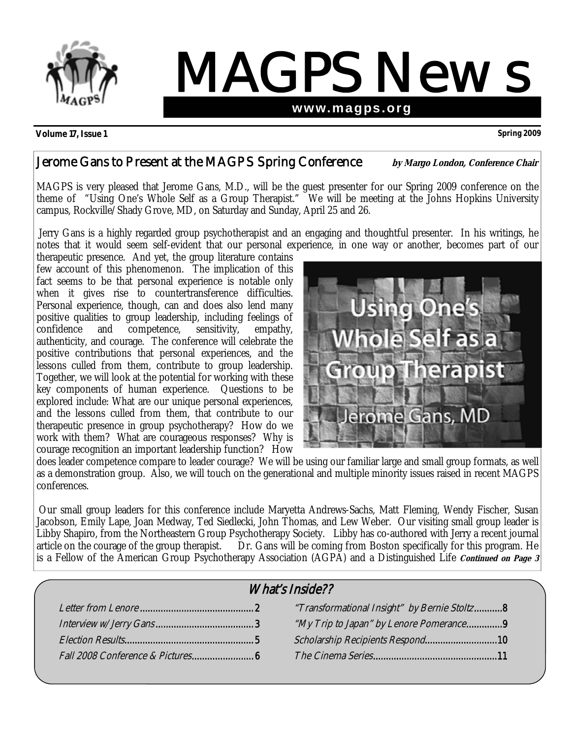# MAGPS News

**www.magps.org**

**Volume 17, Issue 1** **Spring 2009**

## Jerome Gans to Present at the MAGPS Spring Conference

***by Margo London, Conference Chair***

MAGPS is very pleased that Jerome Gans, M.D., will be the guest presenter for our Spring 2009 conference on the theme of "Using One's Whole Self as a Group Therapist." We will be meeting at the Johns Hopkins University campus, Rockville/Shady Grove, MD, on Saturday and Sunday, April 25 and 26.

Jerry Gans is a highly regarded group psychotherapist and an engaging and thoughtful presenter. In his writings, he notes that it would seem self-evident that our personal experience, in one way or another, becomes part of our therapeutic presence. And yet, the group literature contains few account of this phenomenon. The implication of this fact seems to be that personal experience is notable only when it gives rise to countertransference difficulties. Personal experience, though, can and does also lend many positive qualities to group leadership, including feelings of confidence and competence, sensitivity, empathy, authenticity, and courage. The conference will celebrate the positive contributions that personal experiences, and the lessons culled from them, contribute to group leadership. Together, we will look at the potential for working with these key components of human experience. Questions to be explored include: What are our unique personal experiences, and the lessons culled from them, that contribute to our therapeutic presence in group psychotherapy? How do we work with them? What are courageous responses? Why is courage recognition an important leadership function? How does leader competence compare to leader courage? We will be using our familiar large and small group formats, as well as a demonstration group. Also, we will touch on the generational and multiple minority issues raised in recent MAGPS conferences.

Our small group leaders for this conference include Maryetta Andrews-Sachs, Matt Fleming, Wendy Fischer, Susan Jacobson, Emily Lape, Joan Medway, Ted Siedlecki, John Thomas, and Lew Weber. Our visiting small group leader is Libby Shapiro, from the Northeastern Group Psychotherapy Society. Libby has co-authored with Jerry a recent journal article on the courage of the group therapist. Dr. Gans will be coming from Boston specifically for this program. He is a Fellow of the American Group Psychotherapy Association (AGPA) and a Distinguished Life ***Continued on Page 3***

## What's Inside??

- Letter from Lenore ....... 2
- Interview w/ Jerry Gans ....... 3
- Election Results ....... 5
- Fall 2008 Conference & Pictures ....... 6
- "Transformational Insight" by Bernie Stoltz ....... 8
- "My Trip to Japan" by Lenore Pomerance ....... 9
- Scholarship Recipients Respond ....... 10
- The Cinema Series ....... 11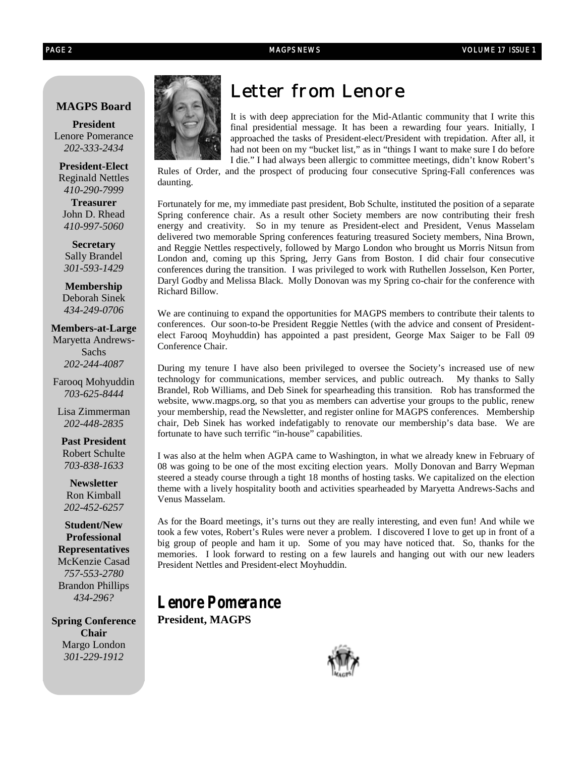## MAGPS Board

**President**
Lenore Pomerance
*202-333-2434*

**President-Elect**
Reginald Nettles
*410-290-7999*

**Treasurer**
John D. Rhead
*410-997-5060*

**Secretary**
Sally Brandel
*301-593-1429*

**Membership**
Deborah Sinek
*434-249-0706*

**Members-at-Large**
Maryetta Andrews-Sachs
*202-244-4087*

Farooq Mohyuddin
*703-625-8444*

Lisa Zimmerman
*202-448-2835*

**Past President**
Robert Schulte
*703-838-1633*

**Newsletter**
Ron Kimball
*202-452-6257*

**Student/New Professional Representatives**
McKenzie Casad
*757-553-2780*
Brandon Phillips
*434-296?*

**Spring Conference Chair**
Margo London
*301-229-1912*

# Letter from Lenore

It is with deep appreciation for the Mid-Atlantic community that I write this final presidential message. It has been a rewarding four years. Initially, I approached the tasks of President-elect/President with trepidation. After all, it had not been on my "bucket list," as in "things I want to make sure I do before I die." I had always been allergic to committee meetings, didn't know Robert's Rules of Order, and the prospect of producing four consecutive Spring-Fall conferences was daunting.

Fortunately for me, my immediate past president, Bob Schulte, instituted the position of a separate Spring conference chair. As a result other Society members are now contributing their fresh energy and creativity. So in my tenure as President-elect and President, Venus Masselam delivered two memorable Spring conferences featuring treasured Society members, Nina Brown, and Reggie Nettles respectively, followed by Margo London who brought us Morris Nitsun from London and, coming up this Spring, Jerry Gans from Boston. I did chair four consecutive conferences during the transition. I was privileged to work with Ruthellen Josselson, Ken Porter, Daryl Godby and Melissa Black. Molly Donovan was my Spring co-chair for the conference with Richard Billow.

We are continuing to expand the opportunities for MAGPS members to contribute their talents to conferences. Our soon-to-be President Reggie Nettles (with the advice and consent of President-elect Farooq Moyhuddin) has appointed a past president, George Max Saiger to be Fall 09 Conference Chair.

During my tenure I have also been privileged to oversee the Society's increased use of new technology for communications, member services, and public outreach. My thanks to Sally Brandel, Rob Williams, and Deb Sinek for spearheading this transition. Rob has transformed the website, www.magps.org, so that you as members can advertise your groups to the public, renew your membership, read the Newsletter, and register online for MAGPS conferences. Membership chair, Deb Sinek has worked indefatigably to renovate our membership's data base. We are fortunate to have such terrific "in-house" capabilities.

I was also at the helm when AGPA came to Washington, in what we already knew in February of 08 was going to be one of the most exciting election years. Molly Donovan and Barry Wepman steered a steady course through a tight 18 months of hosting tasks. We capitalized on the election theme with a lively hospitality booth and activities spearheaded by Maryetta Andrews-Sachs and Venus Masselam.

As for the Board meetings, it's turns out they are really interesting, and even fun! And while we took a few votes, Robert's Rules were never a problem. I discovered I love to get up in front of a big group of people and ham it up. Some of you may have noticed that. So, thanks for the memories. I look forward to resting on a few laurels and hanging out with our new leaders President Nettles and President-elect Moyhuddin.

***Lenore Pomerance***
**President, MAGPS**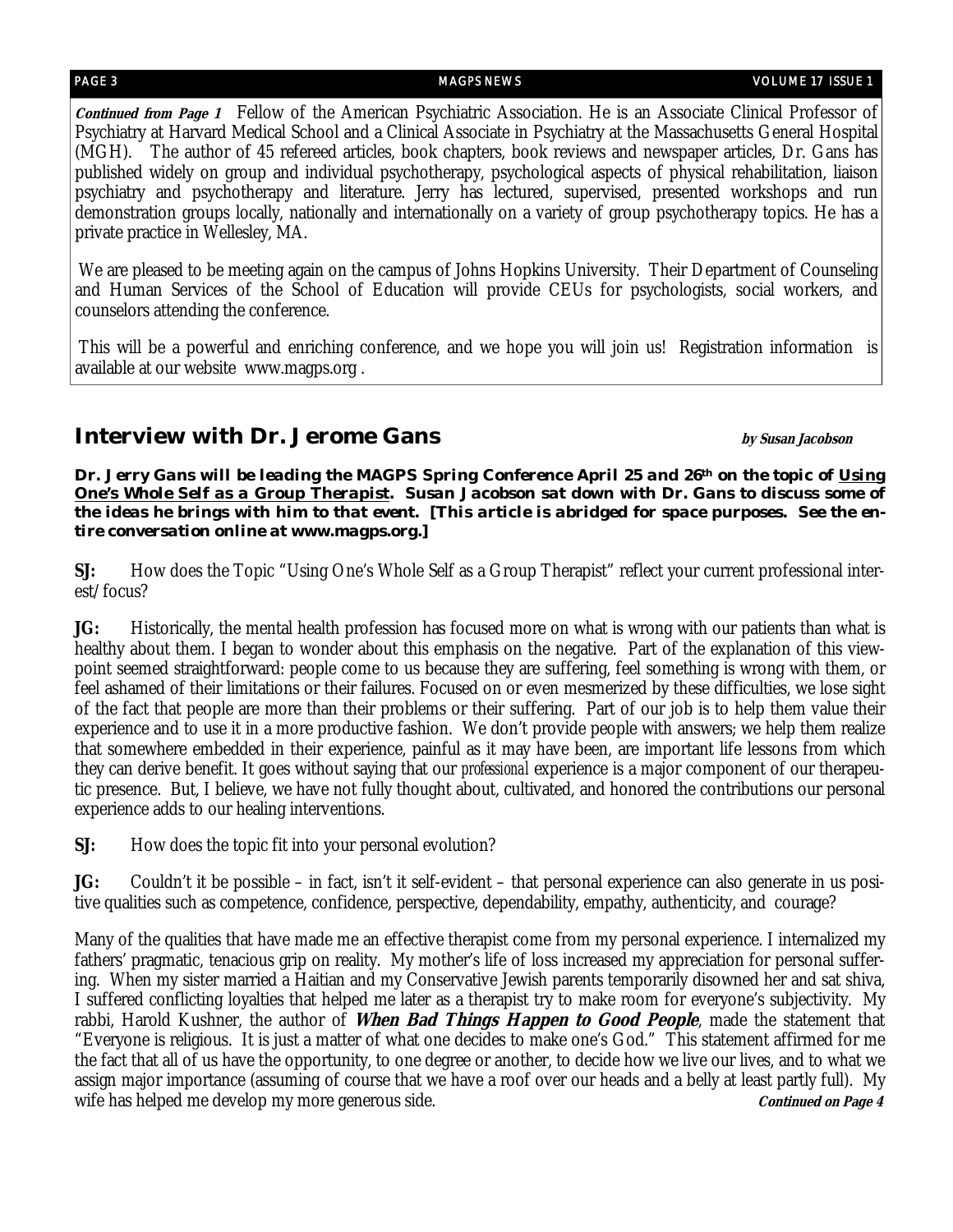***Continued from Page 1*** Fellow of the American Psychiatric Association. He is an Associate Clinical Professor of Psychiatry at Harvard Medical School and a Clinical Associate in Psychiatry at the Massachusetts General Hospital (MGH). The author of 45 refereed articles, book chapters, book reviews and newspaper articles, Dr. Gans has published widely on group and individual psychotherapy, psychological aspects of physical rehabilitation, liaison psychiatry and psychotherapy and literature. Jerry has lectured, supervised, presented workshops and run demonstration groups locally, nationally and internationally on a variety of group psychotherapy topics. He has a private practice in Wellesley, MA.

We are pleased to be meeting again on the campus of Johns Hopkins University. Their Department of Counseling and Human Services of the School of Education will provide CEUs for psychologists, social workers, and counselors attending the conference.

This will be a powerful and enriching conference, and we hope you will join us! Registration information is available at our website www.magps.org .

## Interview with Dr. Jerome Gans

***by Susan Jacobson***

***Dr. Jerry Gans will be leading the MAGPS Spring Conference April 25 and 26th on the topic of <u>Using One's Whole Self as a Group Therapist</u>. Susan Jacobson sat down with Dr. Gans to discuss some of the ideas he brings with him to that event. [This article is abridged for space purposes. See the entire conversation online at www.magps.org.]***

**SJ:** How does the Topic "Using One's Whole Self as a Group Therapist" reflect your current professional interest/focus?

**JG:** Historically, the mental health profession has focused more on what is wrong with our patients than what is healthy about them. I began to wonder about this emphasis on the negative. Part of the explanation of this viewpoint seemed straightforward: people come to us because they are suffering, feel something is wrong with them, or feel ashamed of their limitations or their failures. Focused on or even mesmerized by these difficulties, we lose sight of the fact that people are more than their problems or their suffering. Part of our job is to help them value their experience and to use it in a more productive fashion. We don't provide people with answers; we help them realize that somewhere embedded in their experience, painful as it may have been, are important life lessons from which they can derive benefit. It goes without saying that our *professional* experience is a major component of our therapeutic presence. But, I believe, we have not fully thought about, cultivated, and honored the contributions our personal experience adds to our healing interventions.

**SJ:** How does the topic fit into your personal evolution?

**JG:** Couldn't it be possible – in fact, isn't it self-evident – that personal experience can also generate in us positive qualities such as competence, confidence, perspective, dependability, empathy, authenticity, and courage?

Many of the qualities that have made me an effective therapist come from my personal experience. I internalized my fathers' pragmatic, tenacious grip on reality. My mother's life of loss increased my appreciation for personal suffering. When my sister married a Haitian and my Conservative Jewish parents temporarily disowned her and sat shiva, I suffered conflicting loyalties that helped me later as a therapist try to make room for everyone's subjectivity. My rabbi, Harold Kushner, the author of ***When Bad Things Happen to Good People***, made the statement that "Everyone is religious. It is just a matter of what one decides to make one's God." This statement affirmed for me the fact that all of us have the opportunity, to one degree or another, to decide how we live our lives, and to what we assign major importance (assuming of course that we have a roof over our heads and a belly at least partly full). My wife has helped me develop my more generous side.

***Continued on Page 4***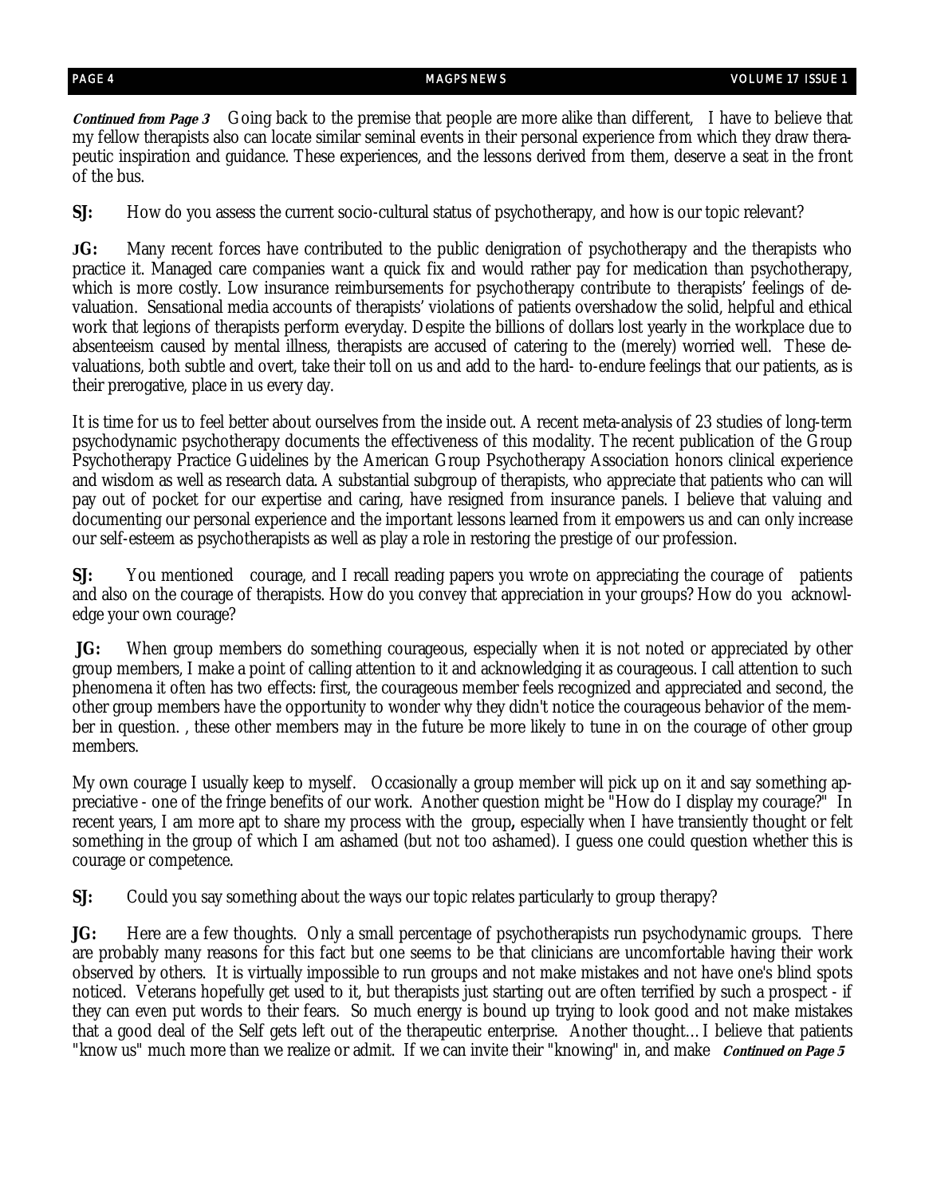***Continued from Page 3*** Going back to the premise that people are more alike than different, I have to believe that my fellow therapists also can locate similar seminal events in their personal experience from which they draw therapeutic inspiration and guidance. These experiences, and the lessons derived from them, deserve a seat in the front of the bus.

**SJ:** How do you assess the current socio-cultural status of psychotherapy, and how is our topic relevant?

**JG:** Many recent forces have contributed to the public denigration of psychotherapy and the therapists who practice it. Managed care companies want a quick fix and would rather pay for medication than psychotherapy, which is more costly. Low insurance reimbursements for psychotherapy contribute to therapists' feelings of devaluation. Sensational media accounts of therapists' violations of patients overshadow the solid, helpful and ethical work that legions of therapists perform everyday. Despite the billions of dollars lost yearly in the workplace due to absenteeism caused by mental illness, therapists are accused of catering to the (merely) worried well. These devaluations, both subtle and overt, take their toll on us and add to the hard- to-endure feelings that our patients, as is their prerogative, place in us every day.

It is time for us to feel better about ourselves from the inside out. A recent meta-analysis of 23 studies of long-term psychodynamic psychotherapy documents the effectiveness of this modality. The recent publication of the Group Psychotherapy Practice Guidelines by the American Group Psychotherapy Association honors clinical experience and wisdom as well as research data. A substantial subgroup of therapists, who appreciate that patients who can will pay out of pocket for our expertise and caring, have resigned from insurance panels. I believe that valuing and documenting our personal experience and the important lessons learned from it empowers us and can only increase our self-esteem as psychotherapists as well as play a role in restoring the prestige of our profession.

**SJ:** You mentioned courage, and I recall reading papers you wrote on appreciating the courage of patients and also on the courage of therapists. How do you convey that appreciation in your groups? How do you acknowledge your own courage?

**JG:** When group members do something courageous, especially when it is not noted or appreciated by other group members, I make a point of calling attention to it and acknowledging it as courageous. I call attention to such phenomena it often has two effects: first, the courageous member feels recognized and appreciated and second, the other group members have the opportunity to wonder why they didn't notice the courageous behavior of the member in question. , these other members may in the future be more likely to tune in on the courage of other group members.

My own courage I usually keep to myself. Occasionally a group member will pick up on it and say something appreciative - one of the fringe benefits of our work. Another question might be "How do I display my courage?" In recent years, I am more apt to share my process with the group**,** especially when I have transiently thought or felt something in the group of which I am ashamed (but not too ashamed). I guess one could question whether this is courage or competence.

**SJ:** Could you say something about the ways our topic relates particularly to group therapy?

**JG:** Here are a few thoughts. Only a small percentage of psychotherapists run psychodynamic groups. There are probably many reasons for this fact but one seems to be that clinicians are uncomfortable having their work observed by others. It is virtually impossible to run groups and not make mistakes and not have one's blind spots noticed. Veterans hopefully get used to it, but therapists just starting out are often terrified by such a prospect - if they can even put words to their fears. So much energy is bound up trying to look good and not make mistakes that a good deal of the Self gets left out of the therapeutic enterprise. Another thought… I believe that patients "know us" much more than we realize or admit. If we can invite their "knowing" in, and make ***Continued on Page 5***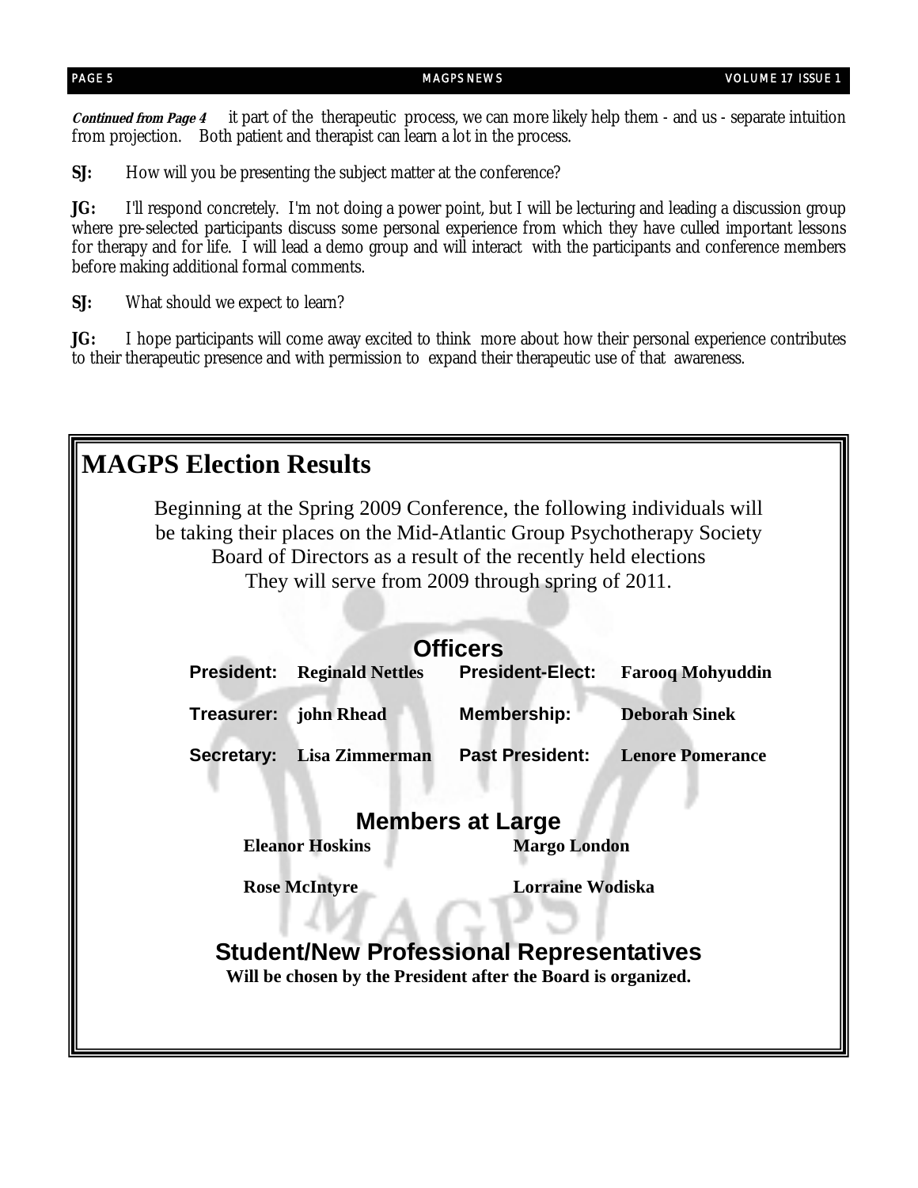***Continued from Page 4*** it part of the therapeutic process, we can more likely help them - and us - separate intuition from projection. Both patient and therapist can learn a lot in the process.

**SJ:** How will you be presenting the subject matter at the conference?

**JG:** I'll respond concretely. I'm not doing a power point, but I will be lecturing and leading a discussion group where pre-selected participants discuss some personal experience from which they have culled important lessons for therapy and for life. I will lead a demo group and will interact with the participants and conference members before making additional formal comments.

**SJ:** What should we expect to learn?

**JG:** I hope participants will come away excited to think more about how their personal experience contributes to their therapeutic presence and with permission to expand their therapeutic use of that awareness.

## MAGPS Election Results

Beginning at the Spring 2009 Conference, the following individuals will be taking their places on the Mid-Atlantic Group Psychotherapy Society Board of Directors as a result of the recently held elections They will serve from 2009 through spring of 2011.

### Officers

| | | | |
|---|---|---|---|
| **President:** | **Reginald Nettles** | **President-Elect:** | **Farooq Mohyuddin** |
| **Treasurer:** | **john Rhead** | **Membership:** | **Deborah Sinek** |
| **Secretary:** | **Lisa Zimmerman** | **Past President:** | **Lenore Pomerance** |

### Members at Large

| | |
|---|---|
| **Eleanor Hoskins** | **Margo London** |
| **Rose McIntyre** | **Lorraine Wodiska** |

### Student/New Professional Representatives

**Will be chosen by the President after the Board is organized.**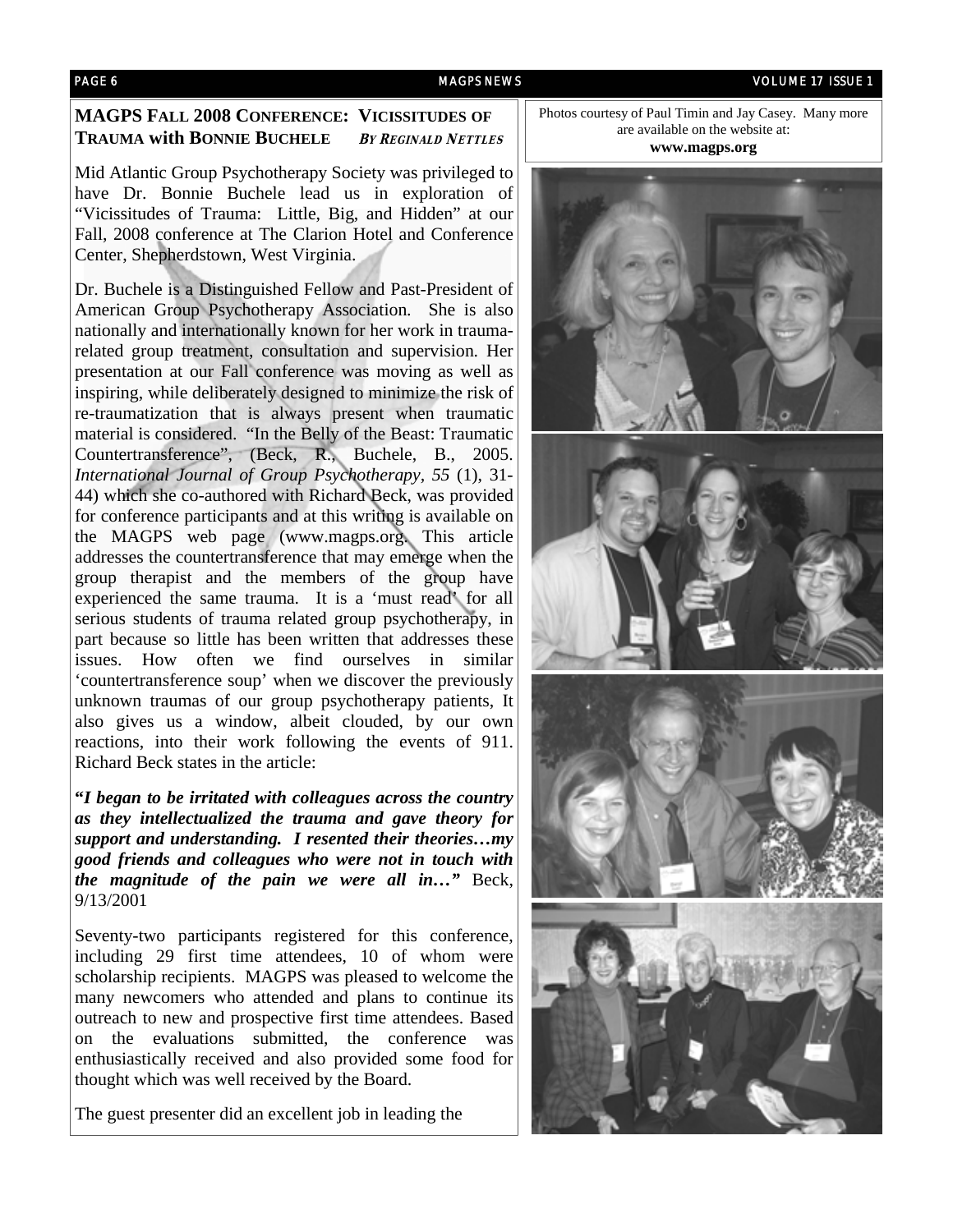## MAGPS FALL 2008 CONFERENCE: VICISSITUDES OF TRAUMA with BONNIE BUCHELE *BY REGINALD NETTLES*

Mid Atlantic Group Psychotherapy Society was privileged to have Dr. Bonnie Buchele lead us in exploration of "Vicissitudes of Trauma: Little, Big, and Hidden" at our Fall, 2008 conference at The Clarion Hotel and Conference Center, Shepherdstown, West Virginia.

Dr. Buchele is a Distinguished Fellow and Past-President of American Group Psychotherapy Association. She is also nationally and internationally known for her work in trauma-related group treatment, consultation and supervision. Her presentation at our Fall conference was moving as well as inspiring, while deliberately designed to minimize the risk of re-traumatization that is always present when traumatic material is considered. "In the Belly of the Beast: Traumatic Countertransference", (Beck, R., Buchele, B., 2005. *International Journal of Group Psychotherapy, 55* (1), 31-44) which she co-authored with Richard Beck, was provided for conference participants and at this writing is available on the MAGPS web page (www.magps.org. This article addresses the countertransference that may emerge when the group therapist and the members of the group have experienced the same trauma. It is a 'must read' for all serious students of trauma related group psychotherapy, in part because so little has been written that addresses these issues. How often we find ourselves in similar 'countertransference soup' when we discover the previously unknown traumas of our group psychotherapy patients, It also gives us a window, albeit clouded, by our own reactions, into their work following the events of 911. Richard Beck states in the article:

***"I began to be irritated with colleagues across the country as they intellectualized the trauma and gave theory for support and understanding. I resented their theories…my good friends and colleagues who were not in touch with the magnitude of the pain we were all in…"*** Beck, 9/13/2001

Seventy-two participants registered for this conference, including 29 first time attendees, 10 of whom were scholarship recipients. MAGPS was pleased to welcome the many newcomers who attended and plans to continue its outreach to new and prospective first time attendees. Based on the evaluations submitted, the conference was enthusiastically received and also provided some food for thought which was well received by the Board.

The guest presenter did an excellent job in leading the

Photos courtesy of Paul Timin and Jay Casey. Many more are available on the website at: **www.magps.org**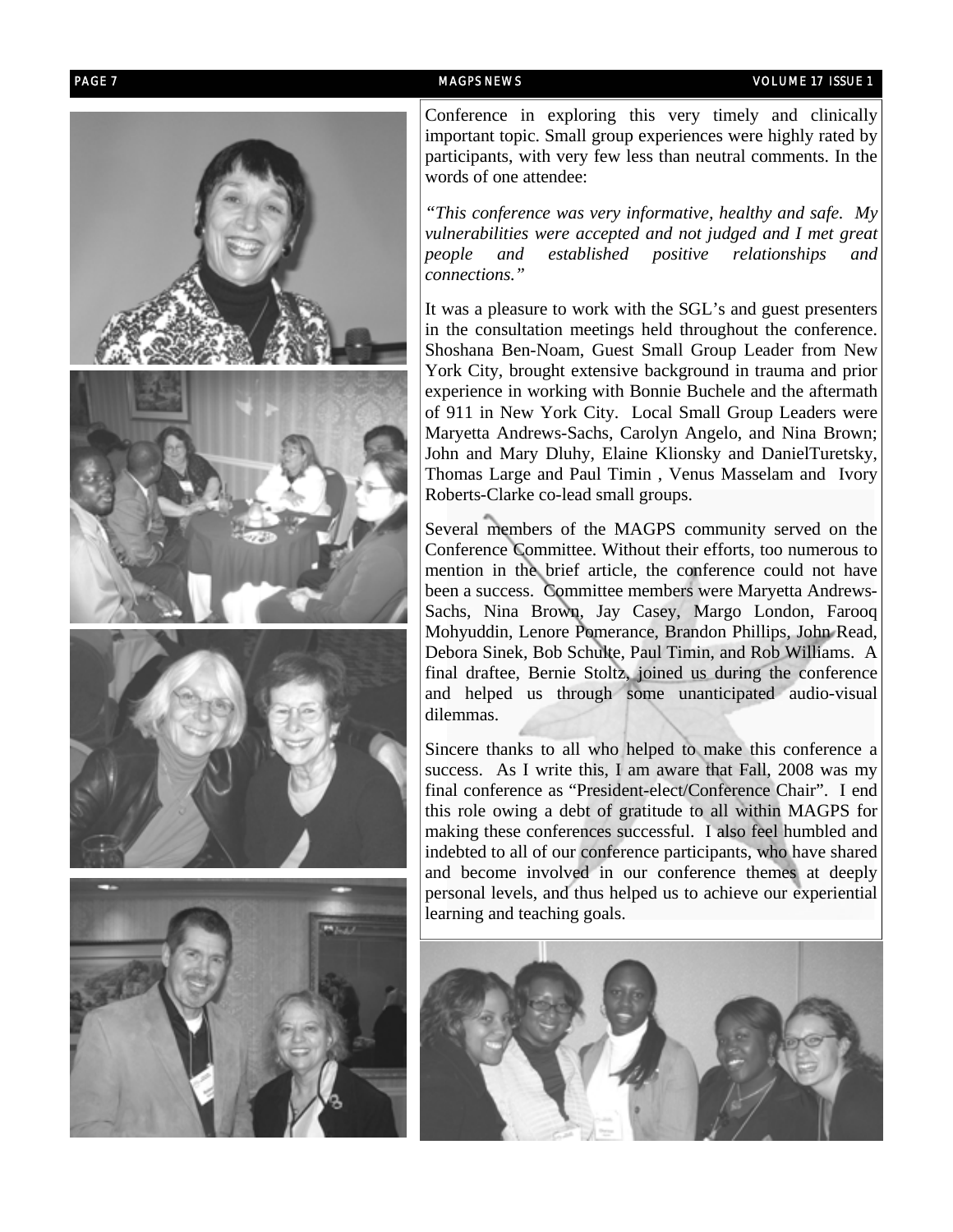Conference in exploring this very timely and clinically important topic. Small group experiences were highly rated by participants, with very few less than neutral comments. In the words of one attendee:

*"This conference was very informative, healthy and safe. My vulnerabilities were accepted and not judged and I met great people and established positive relationships and connections."*

It was a pleasure to work with the SGL's and guest presenters in the consultation meetings held throughout the conference. Shoshana Ben-Noam, Guest Small Group Leader from New York City, brought extensive background in trauma and prior experience in working with Bonnie Buchele and the aftermath of 911 in New York City. Local Small Group Leaders were Maryetta Andrews-Sachs, Carolyn Angelo, and Nina Brown; John and Mary Dluhy, Elaine Klionsky and DanielTuretsky, Thomas Large and Paul Timin , Venus Masselam and Ivory Roberts-Clarke co-lead small groups.

Several members of the MAGPS community served on the Conference Committee. Without their efforts, too numerous to mention in the brief article, the conference could not have been a success. Committee members were Maryetta Andrews-Sachs, Nina Brown, Jay Casey, Margo London, Farooq Mohyuddin, Lenore Pomerance, Brandon Phillips, John Read, Debora Sinek, Bob Schulte, Paul Timin, and Rob Williams. A final draftee, Bernie Stoltz, joined us during the conference and helped us through some unanticipated audio-visual dilemmas.

Sincere thanks to all who helped to make this conference a success. As I write this, I am aware that Fall, 2008 was my final conference as "President-elect/Conference Chair". I end this role owing a debt of gratitude to all within MAGPS for making these conferences successful. I also feel humbled and indebted to all of our conference participants, who have shared and become involved in our conference themes at deeply personal levels, and thus helped us to achieve our experiential learning and teaching goals.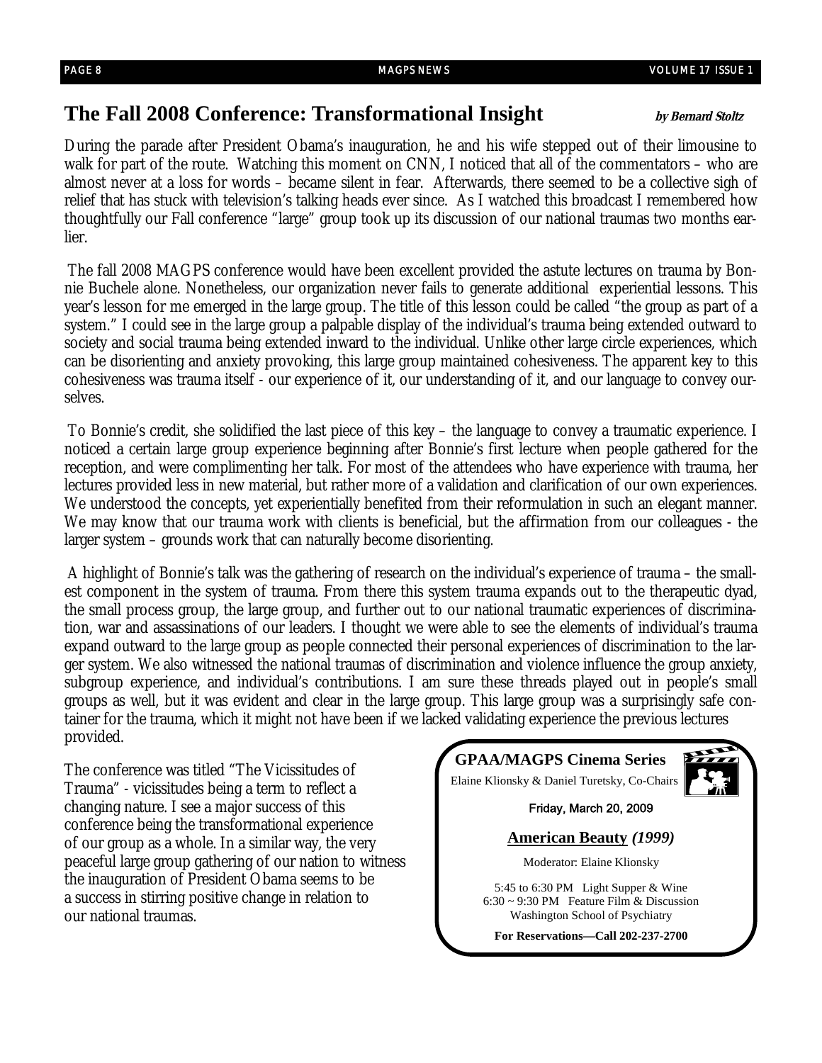## The Fall 2008 Conference: Transformational Insight

**by Bernard Stoltz**

During the parade after President Obama's inauguration, he and his wife stepped out of their limousine to walk for part of the route. Watching this moment on CNN, I noticed that all of the commentators – who are almost never at a loss for words – became silent in fear. Afterwards, there seemed to be a collective sigh of relief that has stuck with television's talking heads ever since. As I watched this broadcast I remembered how thoughtfully our Fall conference "large" group took up its discussion of our national traumas two months earlier.

The fall 2008 MAGPS conference would have been excellent provided the astute lectures on trauma by Bonnie Buchele alone. Nonetheless, our organization never fails to generate additional experiential lessons. This year's lesson for me emerged in the large group. The title of this lesson could be called "the group as part of a system." I could see in the large group a palpable display of the individual's trauma being extended outward to society and social trauma being extended inward to the individual. Unlike other large circle experiences, which can be disorienting and anxiety provoking, this large group maintained cohesiveness. The apparent key to this cohesiveness was trauma itself - our experience of it, our understanding of it, and our language to convey ourselves.

To Bonnie's credit, she solidified the last piece of this key – the language to convey a traumatic experience. I noticed a certain large group experience beginning after Bonnie's first lecture when people gathered for the reception, and were complimenting her talk. For most of the attendees who have experience with trauma, her lectures provided less in new material, but rather more of a validation and clarification of our own experiences. We understood the concepts, yet experientially benefited from their reformulation in such an elegant manner. We may know that our trauma work with clients is beneficial, but the affirmation from our colleagues - the larger system – grounds work that can naturally become disorienting.

A highlight of Bonnie's talk was the gathering of research on the individual's experience of trauma – the smallest component in the system of trauma. From there this system trauma expands out to the therapeutic dyad, the small process group, the large group, and further out to our national traumatic experiences of discrimination, war and assassinations of our leaders. I thought we were able to see the elements of individual's trauma expand outward to the large group as people connected their personal experiences of discrimination to the larger system. We also witnessed the national traumas of discrimination and violence influence the group anxiety, subgroup experience, and individual's contributions. I am sure these threads played out in people's small groups as well, but it was evident and clear in the large group. This large group was a surprisingly safe container for the trauma, which it might not have been if we lacked validating experience the previous lectures provided.

The conference was titled "The Vicissitudes of Trauma" - vicissitudes being a term to reflect a changing nature. I see a major success of this conference being the transformational experience of our group as a whole. In a similar way, the very peaceful large group gathering of our nation to witness the inauguration of President Obama seems to be a success in stirring positive change in relation to our national traumas.

---

**GPAA/MAGPS Cinema Series**

Elaine Klionsky & Daniel Turetsky, Co-Chairs

**Friday, March 20, 2009**

**American Beauty *(1999)***

Moderator: Elaine Klionsky

5:45 to 6:30 PM Light Supper & Wine
6:30 ~ 9:30 PM Feature Film & Discussion
Washington School of Psychiatry

**For Reservations—Call 202-237-2700**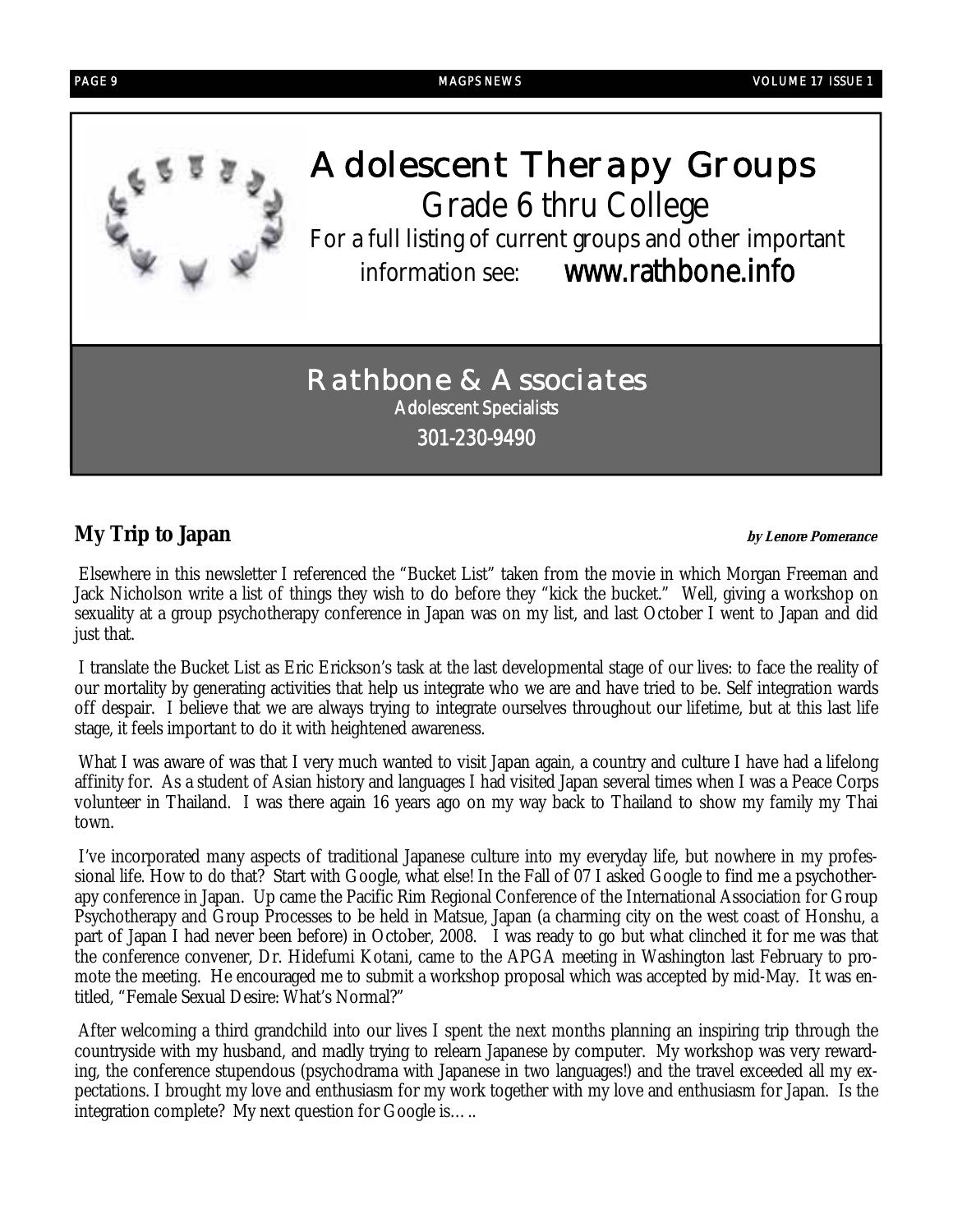# Adolescent Therapy Groups

## Grade 6 thru College

For a full listing of current groups and other important information see: **www.rathbone.info**

## Rathbone & Associates

Adolescent Specialists

301-230-9490

## My Trip to Japan

***by Lenore Pomerance***

Elsewhere in this newsletter I referenced the "Bucket List" taken from the movie in which Morgan Freeman and Jack Nicholson write a list of things they wish to do before they "kick the bucket." Well, giving a workshop on sexuality at a group psychotherapy conference in Japan was on my list, and last October I went to Japan and did just that.

I translate the Bucket List as Eric Erickson's task at the last developmental stage of our lives: to face the reality of our mortality by generating activities that help us integrate who we are and have tried to be. Self integration wards off despair. I believe that we are always trying to integrate ourselves throughout our lifetime, but at this last life stage, it feels important to do it with heightened awareness.

What I was aware of was that I very much wanted to visit Japan again, a country and culture I have had a lifelong affinity for. As a student of Asian history and languages I had visited Japan several times when I was a Peace Corps volunteer in Thailand. I was there again 16 years ago on my way back to Thailand to show my family my Thai town.

I've incorporated many aspects of traditional Japanese culture into my everyday life, but nowhere in my professional life. How to do that? Start with Google, what else! In the Fall of 07 I asked Google to find me a psychotherapy conference in Japan. Up came the Pacific Rim Regional Conference of the International Association for Group Psychotherapy and Group Processes to be held in Matsue, Japan (a charming city on the west coast of Honshu, a part of Japan I had never been before) in October, 2008. I was ready to go but what clinched it for me was that the conference convener, Dr. Hidefumi Kotani, came to the APGA meeting in Washington last February to promote the meeting. He encouraged me to submit a workshop proposal which was accepted by mid-May. It was entitled, "Female Sexual Desire: What's Normal?"

After welcoming a third grandchild into our lives I spent the next months planning an inspiring trip through the countryside with my husband, and madly trying to relearn Japanese by computer. My workshop was very rewarding, the conference stupendous (psychodrama with Japanese in two languages!) and the travel exceeded all my expectations. I brought my love and enthusiasm for my work together with my love and enthusiasm for Japan. Is the integration complete? My next question for Google is…..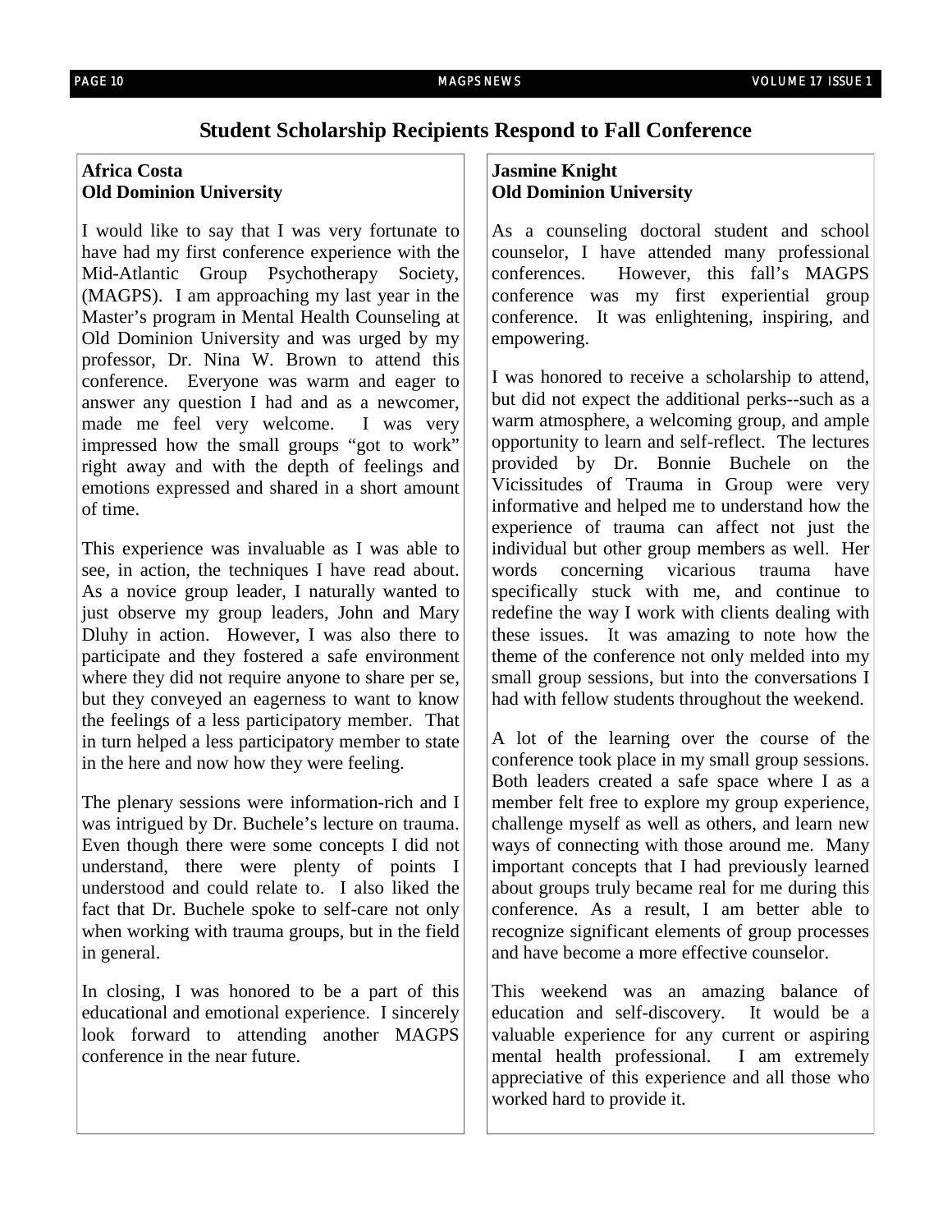# Student Scholarship Recipients Respond to Fall Conference

**Africa Costa**
**Old Dominion University**

I would like to say that I was very fortunate to have had my first conference experience with the Mid-Atlantic Group Psychotherapy Society, (MAGPS). I am approaching my last year in the Master's program in Mental Health Counseling at Old Dominion University and was urged by my professor, Dr. Nina W. Brown to attend this conference. Everyone was warm and eager to answer any question I had and as a newcomer, made me feel very welcome. I was very impressed how the small groups "got to work" right away and with the depth of feelings and emotions expressed and shared in a short amount of time.

This experience was invaluable as I was able to see, in action, the techniques I have read about. As a novice group leader, I naturally wanted to just observe my group leaders, John and Mary Dluhy in action. However, I was also there to participate and they fostered a safe environment where they did not require anyone to share per se, but they conveyed an eagerness to want to know the feelings of a less participatory member. That in turn helped a less participatory member to state in the here and now how they were feeling.

The plenary sessions were information-rich and I was intrigued by Dr. Buchele's lecture on trauma. Even though there were some concepts I did not understand, there were plenty of points I understood and could relate to. I also liked the fact that Dr. Buchele spoke to self-care not only when working with trauma groups, but in the field in general.

In closing, I was honored to be a part of this educational and emotional experience. I sincerely look forward to attending another MAGPS conference in the near future.

**Jasmine Knight**
**Old Dominion University**

As a counseling doctoral student and school counselor, I have attended many professional conferences. However, this fall's MAGPS conference was my first experiential group conference. It was enlightening, inspiring, and empowering.

I was honored to receive a scholarship to attend, but did not expect the additional perks--such as a warm atmosphere, a welcoming group, and ample opportunity to learn and self-reflect. The lectures provided by Dr. Bonnie Buchele on the Vicissitudes of Trauma in Group were very informative and helped me to understand how the experience of trauma can affect not just the individual but other group members as well. Her words concerning vicarious trauma have specifically stuck with me, and continue to redefine the way I work with clients dealing with these issues. It was amazing to note how the theme of the conference not only melded into my small group sessions, but into the conversations I had with fellow students throughout the weekend.

A lot of the learning over the course of the conference took place in my small group sessions. Both leaders created a safe space where I as a member felt free to explore my group experience, challenge myself as well as others, and learn new ways of connecting with those around me. Many important concepts that I had previously learned about groups truly became real for me during this conference. As a result, I am better able to recognize significant elements of group processes and have become a more effective counselor.

This weekend was an amazing balance of education and self-discovery. It would be a valuable experience for any current or aspiring mental health professional. I am extremely appreciative of this experience and all those who worked hard to provide it.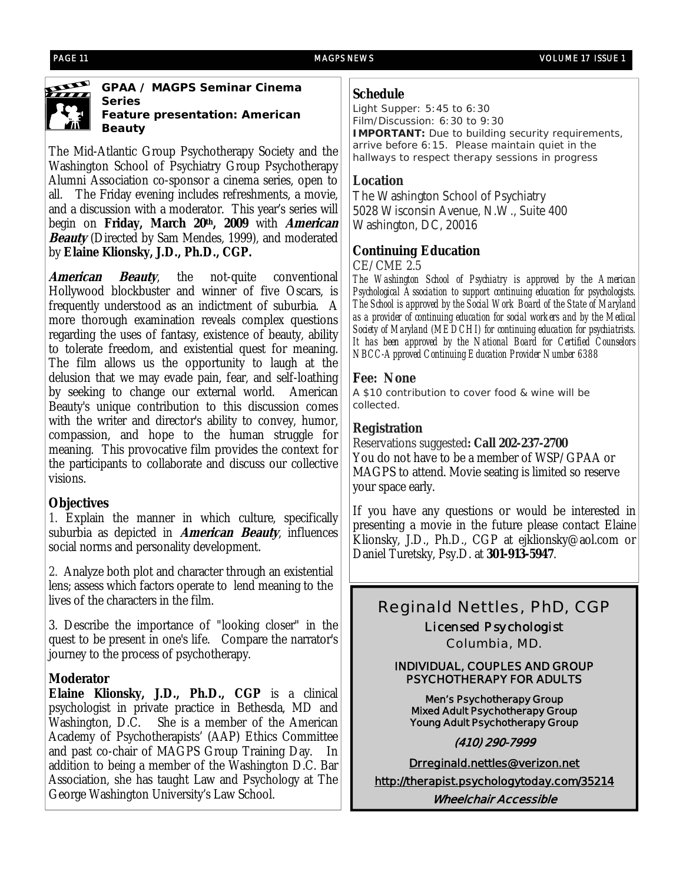## GPAA / MAGPS Seminar Cinema Series

### Feature presentation: American Beauty

The Mid-Atlantic Group Psychotherapy Society and the Washington School of Psychiatry Group Psychotherapy Alumni Association co-sponsor a cinema series, open to all. The Friday evening includes refreshments, a movie, and a discussion with a moderator. This year's series will begin on **Friday, March 20th, 2009** with ***American Beauty*** (Directed by Sam Mendes, 1999), and moderated by **Elaine Klionsky, J.D., Ph.D., CGP.**

***American Beauty***, the not-quite conventional Hollywood blockbuster and winner of five Oscars, is frequently understood as an indictment of suburbia. A more thorough examination reveals complex questions regarding the uses of fantasy, existence of beauty, ability to tolerate freedom, and existential quest for meaning. The film allows us the opportunity to laugh at the delusion that we may evade pain, fear, and self-loathing by seeking to change our external world. American Beauty's unique contribution to this discussion comes with the writer and director's ability to convey, humor, compassion, and hope to the human struggle for meaning. This provocative film provides the context for the participants to collaborate and discuss our collective visions.

### Objectives

1. Explain the manner in which culture, specifically suburbia as depicted in ***American Beauty***, influences social norms and personality development.

2. Analyze both plot and character through an existential lens; assess which factors operate to lend meaning to the lives of the characters in the film.

3. Describe the importance of "looking closer" in the quest to be present in one's life. Compare the narrator's journey to the process of psychotherapy.

### Moderator

**Elaine Klionsky, J.D., Ph.D., CGP** is a clinical psychologist in private practice in Bethesda, MD and Washington, D.C. She is a member of the American Academy of Psychotherapists' (AAP) Ethics Committee and past co-chair of MAGPS Group Training Day. In addition to being a member of the Washington D.C. Bar Association, she has taught Law and Psychology at The George Washington University's Law School.

### Schedule

Light Supper: 5:45 to 6:30
Film/Discussion: 6:30 to 9:30
**IMPORTANT:** Due to building security requirements, arrive before 6:15. Please maintain quiet in the hallways to respect therapy sessions in progress

### Location

The Washington School of Psychiatry
5028 Wisconsin Avenue, N.W., Suite 400
Washington, DC, 20016

### Continuing Education

CE/CME 2.5

*The Washington School of Psychiatry is approved by the American Psychological Association to support continuing education for psychologists. The School is approved by the Social Work Board of the State of Maryland as a provider of continuing education for social workers and by the Medical Society of Maryland (MEDCHI) for continuing education for psychiatrists. It has been approved by the National Board for Certified Counselors NBCC-Approved Continuing Education Provider Number 6388*

### Fee: None

A $10 contribution to cover food & wine will be collected.

### Registration

Reservations suggested**: Call 202-237-2700**
You do not have to be a member of WSP/GPAA or MAGPS to attend. Movie seating is limited so reserve your space early.

If you have any questions or would be interested in presenting a movie in the future please contact Elaine Klionsky, J.D., Ph.D., CGP at ejklionsky@aol.com or Daniel Turetsky, Psy.D. at **301-913-5947**.

---

## Reginald Nettles, PhD, CGP

Licensed Psychologist
Columbia, MD.

INDIVIDUAL, COUPLES AND GROUP PSYCHOTHERAPY FOR ADULTS

Men's Psychotherapy Group
Mixed Adult Psychotherapy Group
Young Adult Psychotherapy Group

*(410) 290-7999*

Drreginald.nettles@verizon.net

http://therapist.psychologytoday.com/35214

*Wheelchair Accessible*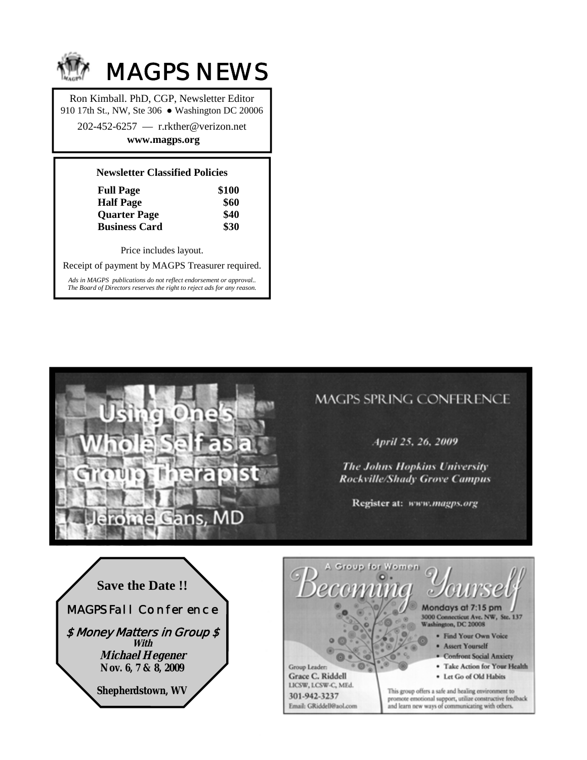# MAGPS NEWS

Ron Kimball. PhD, CGP, Newsletter Editor
910 17th St., NW, Ste 306 ● Washington DC 20006

202-452-6257 — r.rkther@verizon.net

**www.magps.org**

**Newsletter Classified Policies**

| | |
|---|---|
| **Full Page** | **$100** |
| **Half Page** | **$60** |
| **Quarter Page** | **$40** |
| **Business Card** | **$30** |

Price includes layout.

Receipt of payment by MAGPS Treasurer required.

*Ads in MAGPS publications do not reflect endorsement or approval.. The Board of Directors reserves the right to reject ads for any reason.*

Using One's Whole Self as a Group Therapist

Jerome Gans, MD

MAGPS SPRING CONFERENCE

*April 25, 26, 2009*

*The Johns Hopkins University Rockville/Shady Grove Campus*

**Register at:** *www.magps.org*

**Save the Date !!**

MAGPS Fall Conference

$ Money Matters in Group $

*With*

**Michael Hegener**

**Nov. 6, 7 & 8, 2009**

**Shepherdstown, WV**

A Group for Women

Becoming Yourself

Mondays at 7:15 pm
3000 Connecticut Ave. NW, Ste. 137
Washington, DC 20008

- Find Your Own Voice
- Assert Yourself
- Confront Social Anxiety
- Take Action for Your Health
- Let Go of Old Habits

Group Leader:
Grace C. Riddell
LICSW, LCSW-C, MEd.
301-942-3237
Email: GRiddell@aol.com

This group offers a safe and healing environment to promote emotional support, utilize constructive feedback and learn new ways of communicating with others.